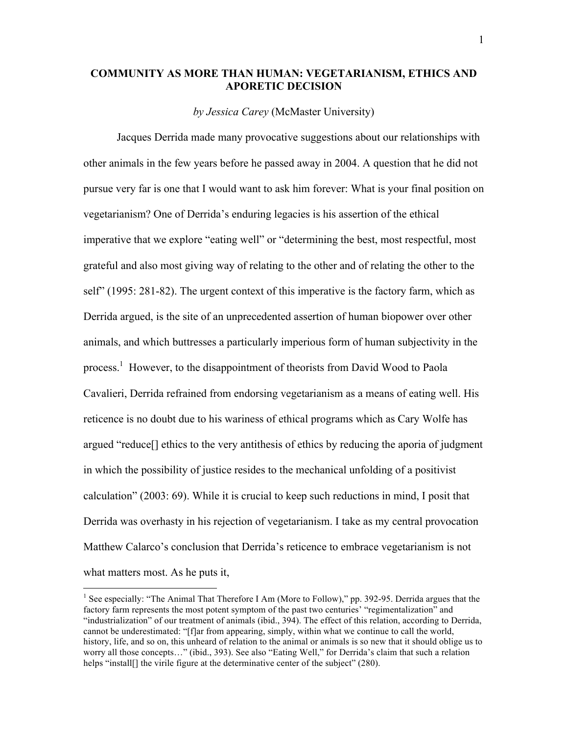# COMMUNITY AS MORE THAN HUMAN: VEGETARIANISM, ETHICS AND APORETIC DECISION

*by Jessica Carey* (McMaster University)

Jacques Derrida made many provocative suggestions about our relationships with other animals in the few years before he passed away in 2004. A question that he did not pursue very far is one that I would want to ask him forever: What is your final position on vegetarianism? One of Derrida's enduring legacies is his assertion of the ethical imperative that we explore "eating well" or "determining the best, most respectful, most grateful and also most giving way of relating to the other and of relating the other to the self" (1995: 281-82). The urgent context of this imperative is the factory farm, which as Derrida argued, is the site of an unprecedented assertion of human biopower over other animals, and which buttresses a particularly imperious form of human subjectivity in the process.[1] However, to the disappointment of theorists from David Wood to Paola Cavalieri, Derrida refrained from endorsing vegetarianism as a means of eating well. His reticence is no doubt due to his wariness of ethical programs which as Cary Wolfe has argued "reduce[] ethics to the very antithesis of ethics by reducing the aporia of judgment in which the possibility of justice resides to the mechanical unfolding of a positivist calculation" (2003: 69). While it is crucial to keep such reductions in mind, I posit that Derrida was overhasty in his rejection of vegetarianism. I take as my central provocation Matthew Calarco's conclusion that Derrida's reticence to embrace vegetarianism is not what matters most. As he puts it,

---

[1] See especially: "The Animal That Therefore I Am (More to Follow)," pp. 392-95. Derrida argues that the factory farm represents the most potent symptom of the past two centuries' "regimentalization" and "industrialization" of our treatment of animals (ibid., 394). The effect of this relation, according to Derrida, cannot be underestimated: "[f]ar from appearing, simply, within what we continue to call the world, history, life, and so on, this unheard of relation to the animal or animals is so new that it should oblige us to worry all those concepts…" (ibid., 393). See also "Eating Well," for Derrida's claim that such a relation helps "install[] the virile figure at the determinative center of the subject" (280).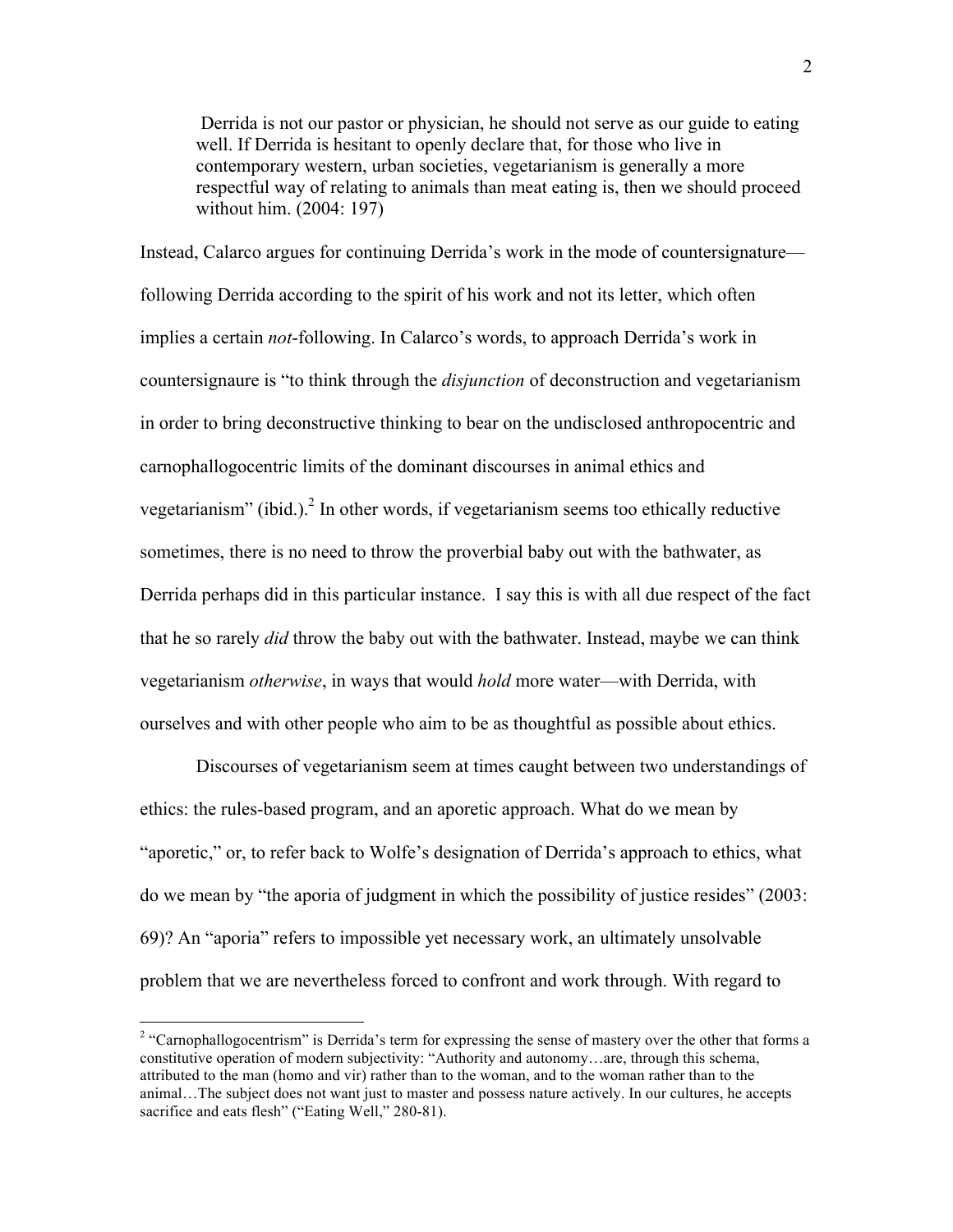> Derrida is not our pastor or physician, he should not serve as our guide to eating well. If Derrida is hesitant to openly declare that, for those who live in contemporary western, urban societies, vegetarianism is generally a more respectful way of relating to animals than meat eating is, then we should proceed without him. (2004: 197)

Instead, Calarco argues for continuing Derrida's work in the mode of countersignature—following Derrida according to the spirit of his work and not its letter, which often implies a certain *not*-following. In Calarco's words, to approach Derrida's work in countersignaure is "to think through the *disjunction* of deconstruction and vegetarianism in order to bring deconstructive thinking to bear on the undisclosed anthropocentric and carnophallogocentric limits of the dominant discourses in animal ethics and vegetarianism" (ibid.).[2] In other words, if vegetarianism seems too ethically reductive sometimes, there is no need to throw the proverbial baby out with the bathwater, as Derrida perhaps did in this particular instance. I say this is with all due respect of the fact that he so rarely *did* throw the baby out with the bathwater. Instead, maybe we can think vegetarianism *otherwise*, in ways that would *hold* more water—with Derrida, with ourselves and with other people who aim to be as thoughtful as possible about ethics.

Discourses of vegetarianism seem at times caught between two understandings of ethics: the rules-based program, and an aporetic approach. What do we mean by "aporetic," or, to refer back to Wolfe's designation of Derrida's approach to ethics, what do we mean by "the aporia of judgment in which the possibility of justice resides" (2003: 69)? An "aporia" refers to impossible yet necessary work, an ultimately unsolvable problem that we are nevertheless forced to confront and work through. With regard to

[2] "Carnophallogocentrism" is Derrida's term for expressing the sense of mastery over the other that forms a constitutive operation of modern subjectivity: "Authority and autonomy…are, through this schema, attributed to the man (homo and vir) rather than to the woman, and to the woman rather than to the animal…The subject does not want just to master and possess nature actively. In our cultures, he accepts sacrifice and eats flesh" ("Eating Well," 280-81).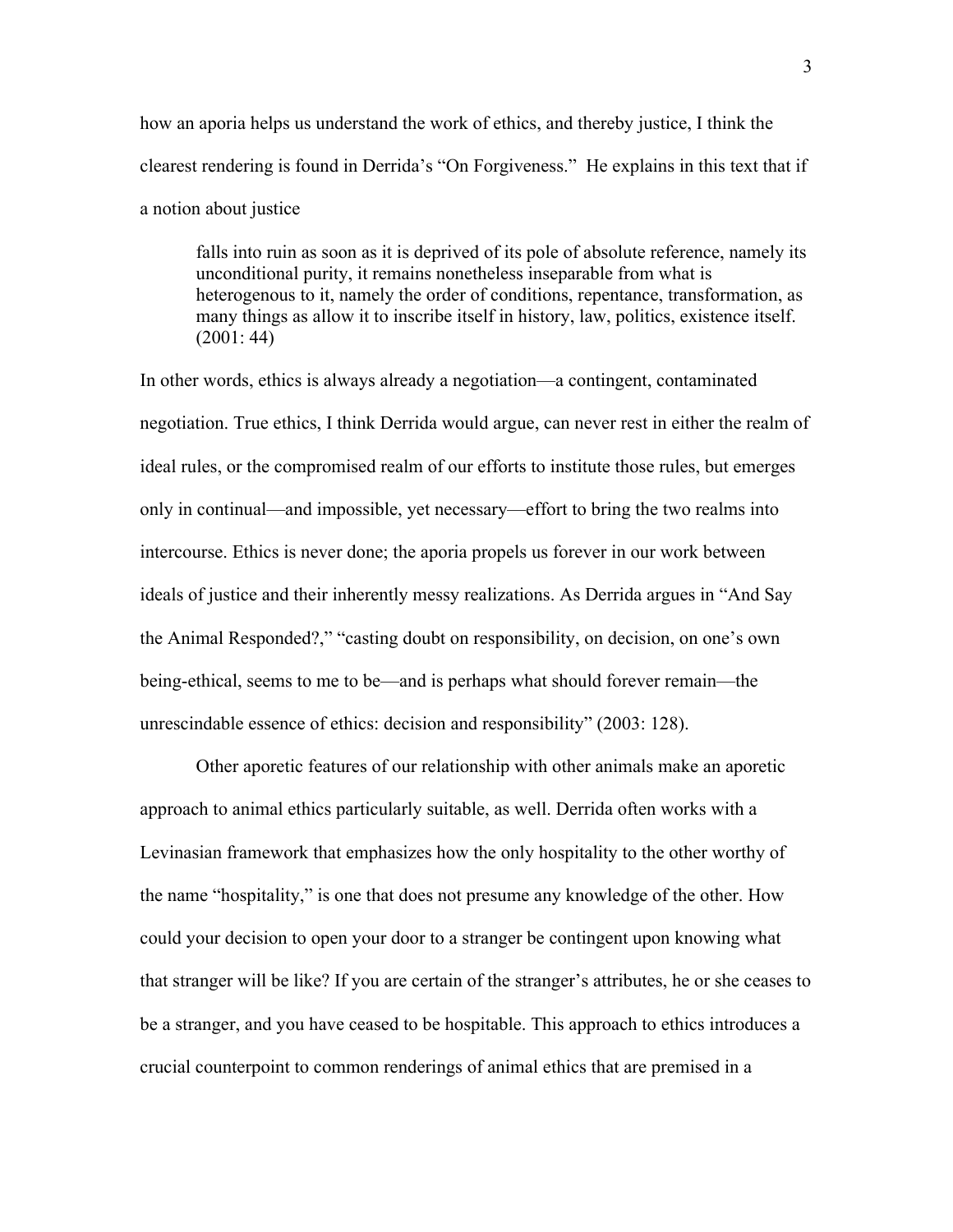how an aporia helps us understand the work of ethics, and thereby justice, I think the clearest rendering is found in Derrida's "On Forgiveness." He explains in this text that if a notion about justice

> falls into ruin as soon as it is deprived of its pole of absolute reference, namely its unconditional purity, it remains nonetheless inseparable from what is heterogenous to it, namely the order of conditions, repentance, transformation, as many things as allow it to inscribe itself in history, law, politics, existence itself. (2001: 44)

In other words, ethics is always already a negotiation—a contingent, contaminated negotiation. True ethics, I think Derrida would argue, can never rest in either the realm of ideal rules, or the compromised realm of our efforts to institute those rules, but emerges only in continual—and impossible, yet necessary—effort to bring the two realms into intercourse. Ethics is never done; the aporia propels us forever in our work between ideals of justice and their inherently messy realizations. As Derrida argues in "And Say the Animal Responded?," "casting doubt on responsibility, on decision, on one's own being-ethical, seems to me to be—and is perhaps what should forever remain—the unrescindable essence of ethics: decision and responsibility" (2003: 128).

Other aporetic features of our relationship with other animals make an aporetic approach to animal ethics particularly suitable, as well. Derrida often works with a Levinasian framework that emphasizes how the only hospitality to the other worthy of the name "hospitality," is one that does not presume any knowledge of the other. How could your decision to open your door to a stranger be contingent upon knowing what that stranger will be like? If you are certain of the stranger's attributes, he or she ceases to be a stranger, and you have ceased to be hospitable. This approach to ethics introduces a crucial counterpoint to common renderings of animal ethics that are premised in a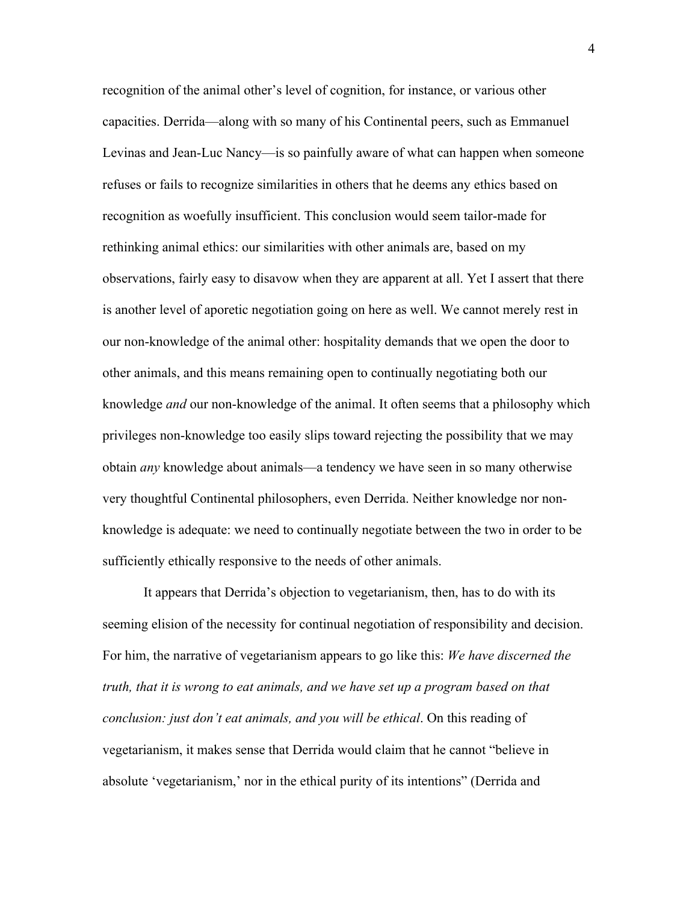recognition of the animal other's level of cognition, for instance, or various other capacities. Derrida—along with so many of his Continental peers, such as Emmanuel Levinas and Jean-Luc Nancy—is so painfully aware of what can happen when someone refuses or fails to recognize similarities in others that he deems any ethics based on recognition as woefully insufficient. This conclusion would seem tailor-made for rethinking animal ethics: our similarities with other animals are, based on my observations, fairly easy to disavow when they are apparent at all. Yet I assert that there is another level of aporetic negotiation going on here as well. We cannot merely rest in our non-knowledge of the animal other: hospitality demands that we open the door to other animals, and this means remaining open to continually negotiating both our knowledge *and* our non-knowledge of the animal. It often seems that a philosophy which privileges non-knowledge too easily slips toward rejecting the possibility that we may obtain *any* knowledge about animals—a tendency we have seen in so many otherwise very thoughtful Continental philosophers, even Derrida. Neither knowledge nor non-knowledge is adequate: we need to continually negotiate between the two in order to be sufficiently ethically responsive to the needs of other animals.

It appears that Derrida's objection to vegetarianism, then, has to do with its seeming elision of the necessity for continual negotiation of responsibility and decision. For him, the narrative of vegetarianism appears to go like this: *We have discerned the truth, that it is wrong to eat animals, and we have set up a program based on that conclusion: just don't eat animals, and you will be ethical*. On this reading of vegetarianism, it makes sense that Derrida would claim that he cannot "believe in absolute 'vegetarianism,' nor in the ethical purity of its intentions" (Derrida and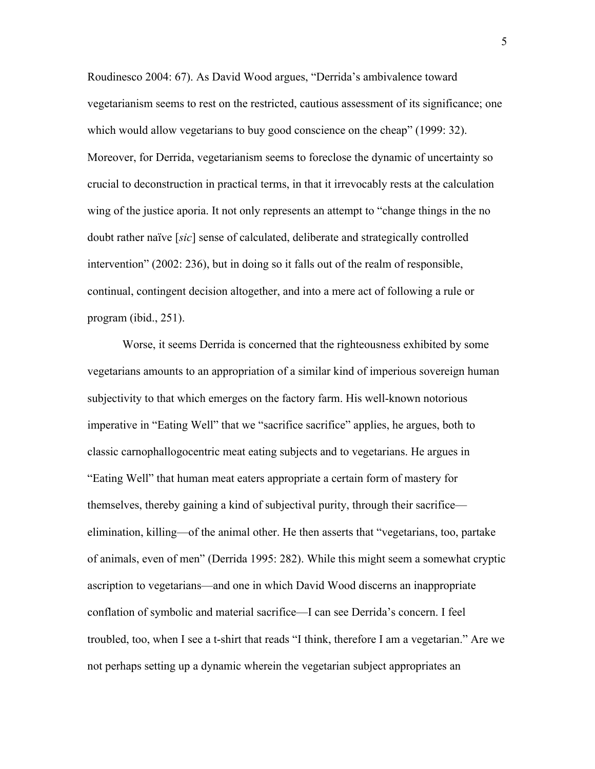Roudinesco 2004: 67). As David Wood argues, "Derrida's ambivalence toward vegetarianism seems to rest on the restricted, cautious assessment of its significance; one which would allow vegetarians to buy good conscience on the cheap" (1999: 32). Moreover, for Derrida, vegetarianism seems to foreclose the dynamic of uncertainty so crucial to deconstruction in practical terms, in that it irrevocably rests at the calculation wing of the justice aporia. It not only represents an attempt to "change things in the no doubt rather naïve [*sic*] sense of calculated, deliberate and strategically controlled intervention" (2002: 236), but in doing so it falls out of the realm of responsible, continual, contingent decision altogether, and into a mere act of following a rule or program (ibid., 251).

Worse, it seems Derrida is concerned that the righteousness exhibited by some vegetarians amounts to an appropriation of a similar kind of imperious sovereign human subjectivity to that which emerges on the factory farm. His well-known notorious imperative in "Eating Well" that we "sacrifice sacrifice" applies, he argues, both to classic carnophallogocentric meat eating subjects and to vegetarians. He argues in "Eating Well" that human meat eaters appropriate a certain form of mastery for themselves, thereby gaining a kind of subjectival purity, through their sacrifice—elimination, killing—of the animal other. He then asserts that "vegetarians, too, partake of animals, even of men" (Derrida 1995: 282). While this might seem a somewhat cryptic ascription to vegetarians—and one in which David Wood discerns an inappropriate conflation of symbolic and material sacrifice—I can see Derrida's concern. I feel troubled, too, when I see a t-shirt that reads "I think, therefore I am a vegetarian." Are we not perhaps setting up a dynamic wherein the vegetarian subject appropriates an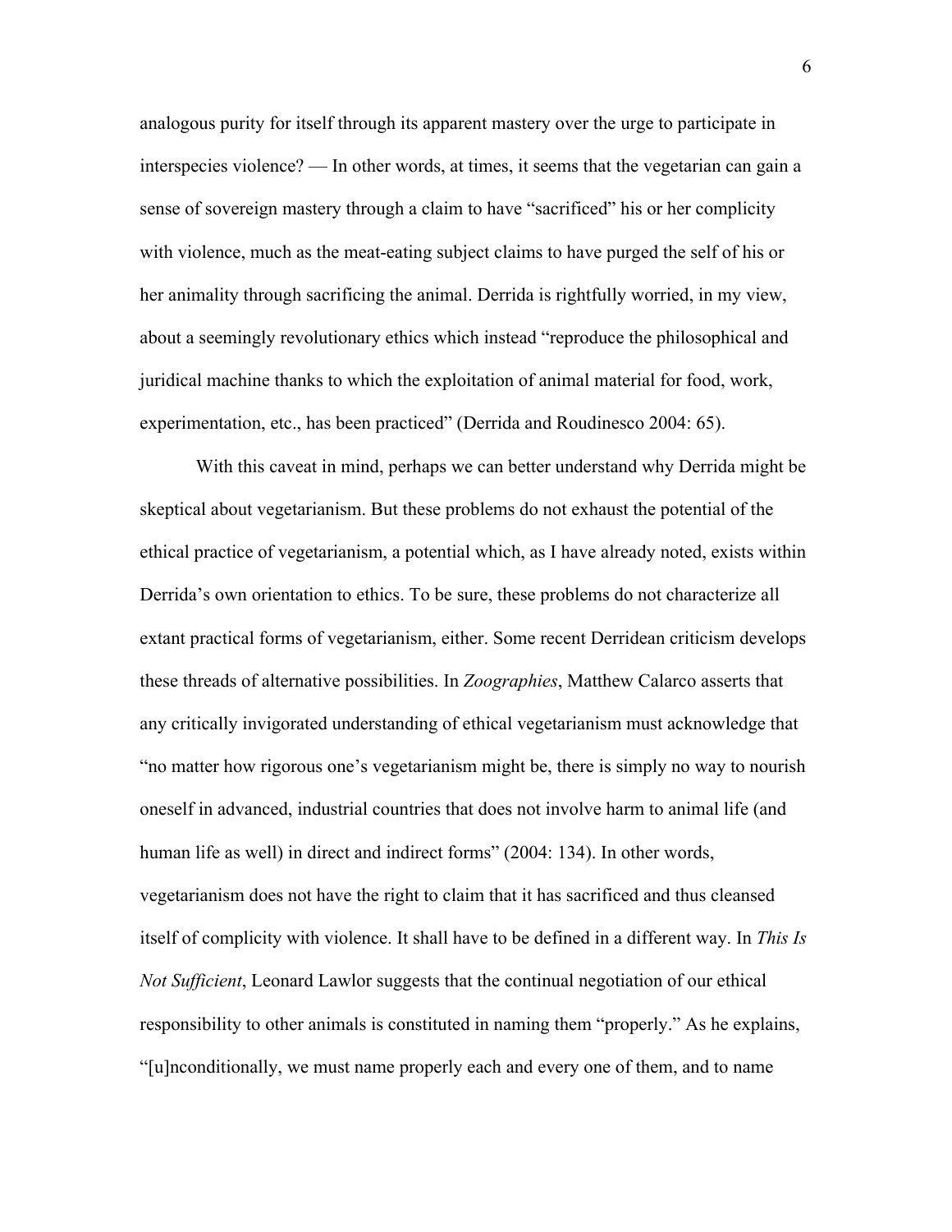analogous purity for itself through its apparent mastery over the urge to participate in interspecies violence? — In other words, at times, it seems that the vegetarian can gain a sense of sovereign mastery through a claim to have "sacrificed" his or her complicity with violence, much as the meat-eating subject claims to have purged the self of his or her animality through sacrificing the animal. Derrida is rightfully worried, in my view, about a seemingly revolutionary ethics which instead "reproduce the philosophical and juridical machine thanks to which the exploitation of animal material for food, work, experimentation, etc., has been practiced" (Derrida and Roudinesco 2004: 65).

With this caveat in mind, perhaps we can better understand why Derrida might be skeptical about vegetarianism. But these problems do not exhaust the potential of the ethical practice of vegetarianism, a potential which, as I have already noted, exists within Derrida's own orientation to ethics. To be sure, these problems do not characterize all extant practical forms of vegetarianism, either. Some recent Derridean criticism develops these threads of alternative possibilities. In *Zoographies*, Matthew Calarco asserts that any critically invigorated understanding of ethical vegetarianism must acknowledge that "no matter how rigorous one's vegetarianism might be, there is simply no way to nourish oneself in advanced, industrial countries that does not involve harm to animal life (and human life as well) in direct and indirect forms" (2004: 134). In other words, vegetarianism does not have the right to claim that it has sacrificed and thus cleansed itself of complicity with violence. It shall have to be defined in a different way. In *This Is Not Sufficient*, Leonard Lawlor suggests that the continual negotiation of our ethical responsibility to other animals is constituted in naming them "properly." As he explains, "[u]nconditionally, we must name properly each and every one of them, and to name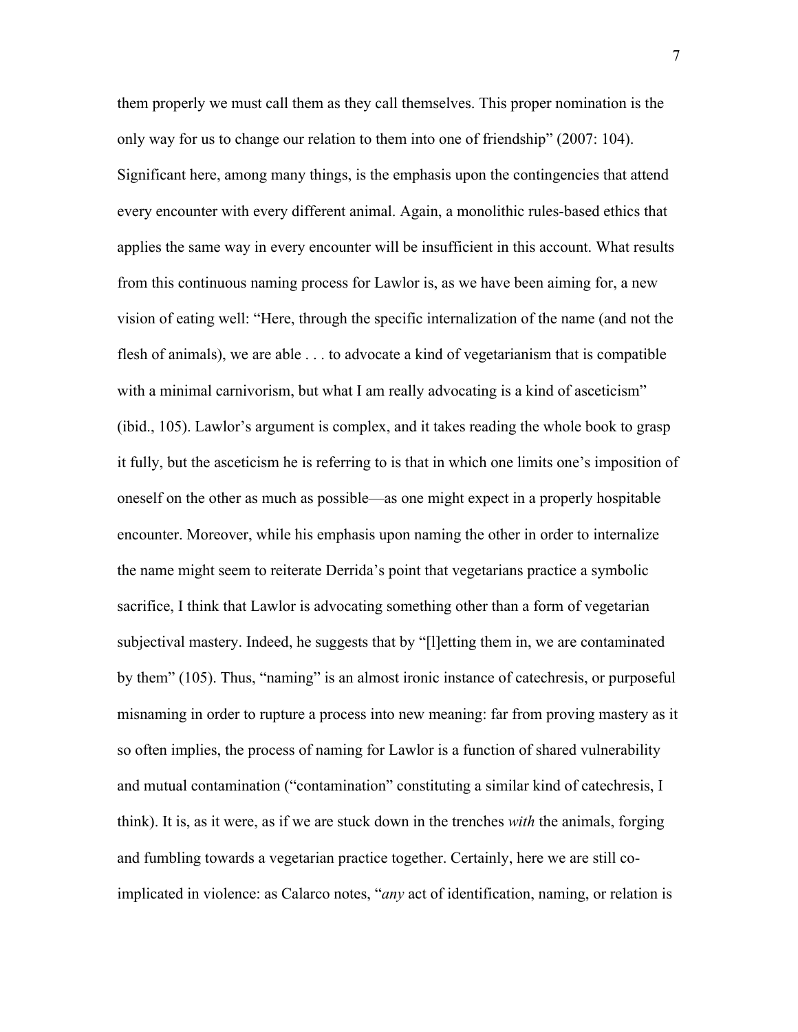them properly we must call them as they call themselves. This proper nomination is the only way for us to change our relation to them into one of friendship" (2007: 104). Significant here, among many things, is the emphasis upon the contingencies that attend every encounter with every different animal. Again, a monolithic rules-based ethics that applies the same way in every encounter will be insufficient in this account. What results from this continuous naming process for Lawlor is, as we have been aiming for, a new vision of eating well: "Here, through the specific internalization of the name (and not the flesh of animals), we are able . . . to advocate a kind of vegetarianism that is compatible with a minimal carnivorism, but what I am really advocating is a kind of asceticism" (ibid., 105). Lawlor's argument is complex, and it takes reading the whole book to grasp it fully, but the asceticism he is referring to is that in which one limits one's imposition of oneself on the other as much as possible—as one might expect in a properly hospitable encounter. Moreover, while his emphasis upon naming the other in order to internalize the name might seem to reiterate Derrida's point that vegetarians practice a symbolic sacrifice, I think that Lawlor is advocating something other than a form of vegetarian subjectival mastery. Indeed, he suggests that by "[l]etting them in, we are contaminated by them" (105). Thus, "naming" is an almost ironic instance of catechresis, or purposeful misnaming in order to rupture a process into new meaning: far from proving mastery as it so often implies, the process of naming for Lawlor is a function of shared vulnerability and mutual contamination ("contamination" constituting a similar kind of catechresis, I think). It is, as it were, as if we are stuck down in the trenches *with* the animals, forging and fumbling towards a vegetarian practice together. Certainly, here we are still co-implicated in violence: as Calarco notes, "*any* act of identification, naming, or relation is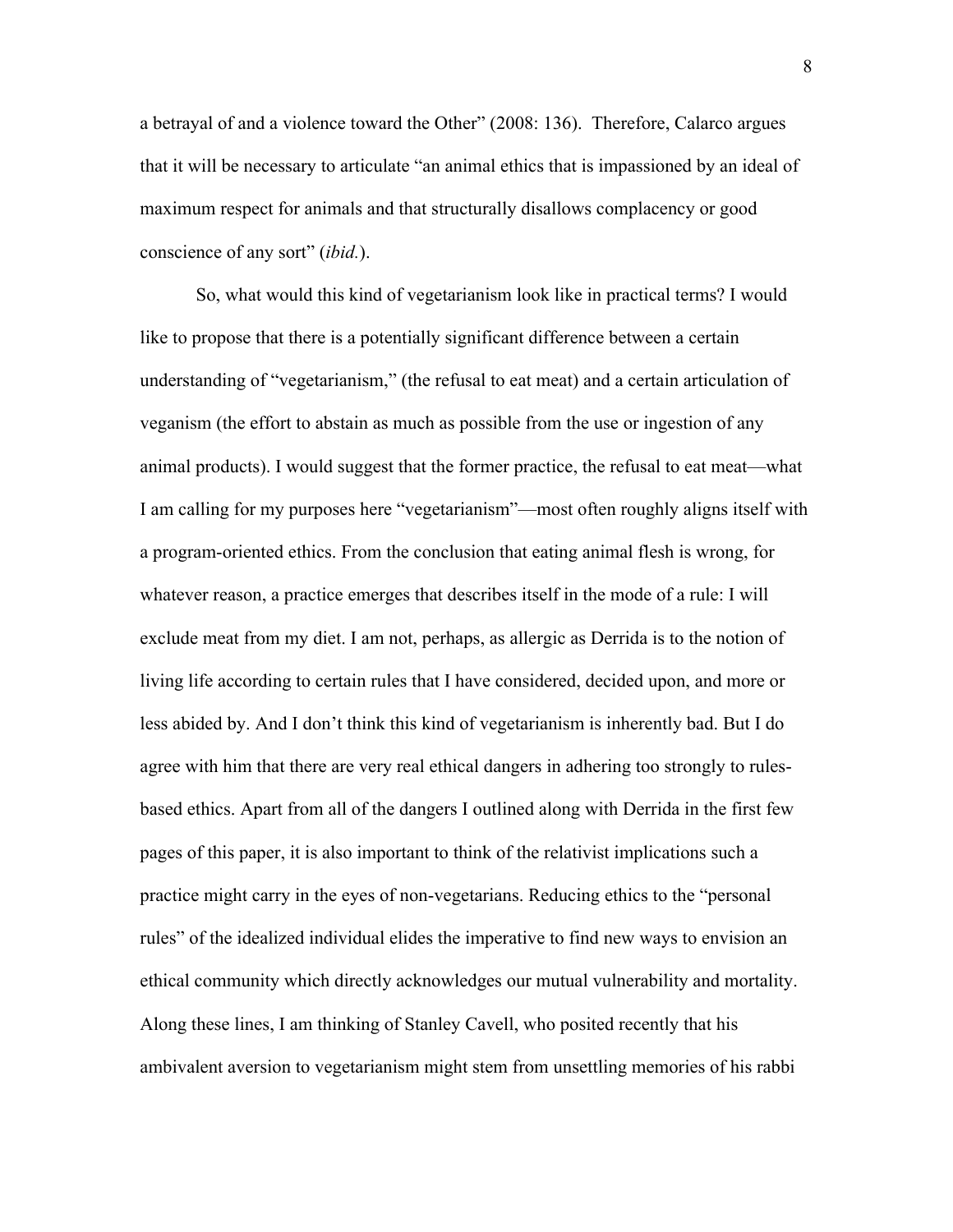a betrayal of and a violence toward the Other" (2008: 136). Therefore, Calarco argues that it will be necessary to articulate "an animal ethics that is impassioned by an ideal of maximum respect for animals and that structurally disallows complacency or good conscience of any sort" (*ibid.*).

So, what would this kind of vegetarianism look like in practical terms? I would like to propose that there is a potentially significant difference between a certain understanding of "vegetarianism," (the refusal to eat meat) and a certain articulation of veganism (the effort to abstain as much as possible from the use or ingestion of any animal products). I would suggest that the former practice, the refusal to eat meat—what I am calling for my purposes here "vegetarianism"—most often roughly aligns itself with a program-oriented ethics. From the conclusion that eating animal flesh is wrong, for whatever reason, a practice emerges that describes itself in the mode of a rule: I will exclude meat from my diet. I am not, perhaps, as allergic as Derrida is to the notion of living life according to certain rules that I have considered, decided upon, and more or less abided by. And I don't think this kind of vegetarianism is inherently bad. But I do agree with him that there are very real ethical dangers in adhering too strongly to rules-based ethics. Apart from all of the dangers I outlined along with Derrida in the first few pages of this paper, it is also important to think of the relativist implications such a practice might carry in the eyes of non-vegetarians. Reducing ethics to the "personal rules" of the idealized individual elides the imperative to find new ways to envision an ethical community which directly acknowledges our mutual vulnerability and mortality. Along these lines, I am thinking of Stanley Cavell, who posited recently that his ambivalent aversion to vegetarianism might stem from unsettling memories of his rabbi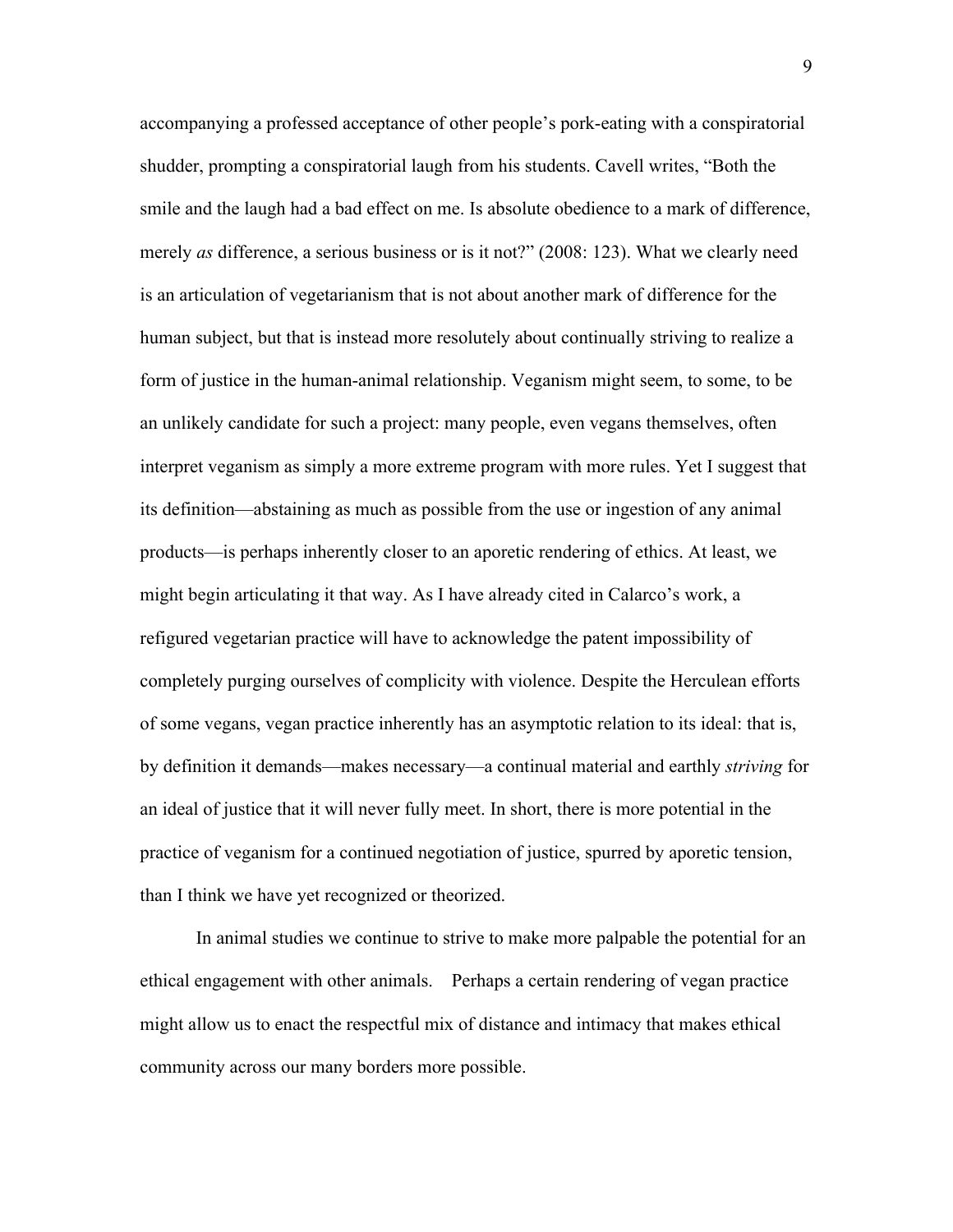accompanying a professed acceptance of other people's pork-eating with a conspiratorial shudder, prompting a conspiratorial laugh from his students. Cavell writes, "Both the smile and the laugh had a bad effect on me. Is absolute obedience to a mark of difference, merely *as* difference, a serious business or is it not?" (2008: 123). What we clearly need is an articulation of vegetarianism that is not about another mark of difference for the human subject, but that is instead more resolutely about continually striving to realize a form of justice in the human-animal relationship. Veganism might seem, to some, to be an unlikely candidate for such a project: many people, even vegans themselves, often interpret veganism as simply a more extreme program with more rules. Yet I suggest that its definition—abstaining as much as possible from the use or ingestion of any animal products—is perhaps inherently closer to an aporetic rendering of ethics. At least, we might begin articulating it that way. As I have already cited in Calarco's work, a refigured vegetarian practice will have to acknowledge the patent impossibility of completely purging ourselves of complicity with violence. Despite the Herculean efforts of some vegans, vegan practice inherently has an asymptotic relation to its ideal: that is, by definition it demands—makes necessary—a continual material and earthly *striving* for an ideal of justice that it will never fully meet. In short, there is more potential in the practice of veganism for a continued negotiation of justice, spurred by aporetic tension, than I think we have yet recognized or theorized.

In animal studies we continue to strive to make more palpable the potential for an ethical engagement with other animals. Perhaps a certain rendering of vegan practice might allow us to enact the respectful mix of distance and intimacy that makes ethical community across our many borders more possible.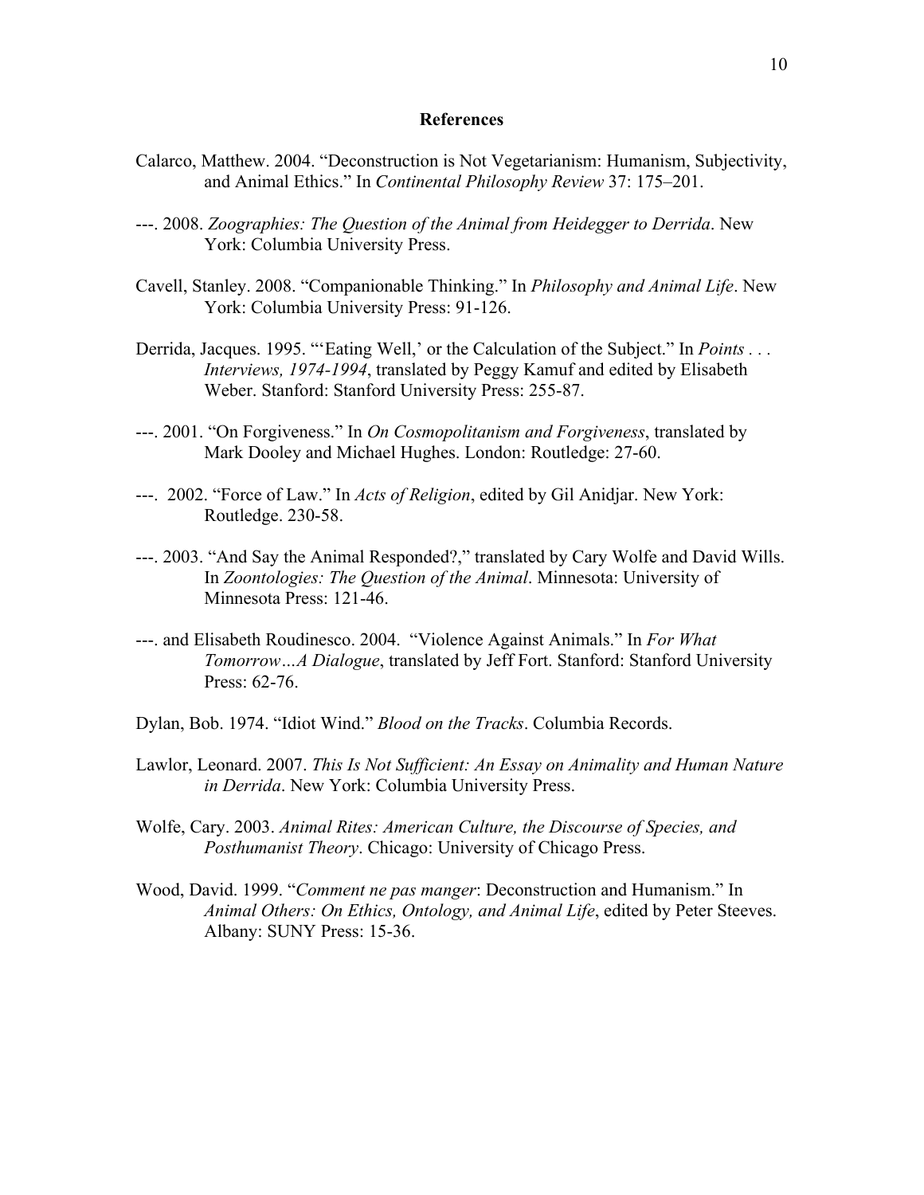# References

Calarco, Matthew. 2004. "Deconstruction is Not Vegetarianism: Humanism, Subjectivity, and Animal Ethics." In *Continental Philosophy Review* 37: 175–201.

---. 2008. *Zoographies: The Question of the Animal from Heidegger to Derrida*. New York: Columbia University Press.

Cavell, Stanley. 2008. "Companionable Thinking." In *Philosophy and Animal Life*. New York: Columbia University Press: 91-126.

Derrida, Jacques. 1995. "'Eating Well,' or the Calculation of the Subject." In *Points . . . Interviews, 1974-1994*, translated by Peggy Kamuf and edited by Elisabeth Weber. Stanford: Stanford University Press: 255-87.

---. 2001. "On Forgiveness." In *On Cosmopolitanism and Forgiveness*, translated by Mark Dooley and Michael Hughes. London: Routledge: 27-60.

---. 2002. "Force of Law." In *Acts of Religion*, edited by Gil Anidjar. New York: Routledge. 230-58.

---. 2003. "And Say the Animal Responded?," translated by Cary Wolfe and David Wills. In *Zoontologies: The Question of the Animal*. Minnesota: University of Minnesota Press: 121-46.

---. and Elisabeth Roudinesco. 2004. "Violence Against Animals." In *For What Tomorrow…A Dialogue*, translated by Jeff Fort. Stanford: Stanford University Press: 62-76.

Dylan, Bob. 1974. "Idiot Wind." *Blood on the Tracks*. Columbia Records.

Lawlor, Leonard. 2007. *This Is Not Sufficient: An Essay on Animality and Human Nature in Derrida*. New York: Columbia University Press.

Wolfe, Cary. 2003. *Animal Rites: American Culture, the Discourse of Species, and Posthumanist Theory*. Chicago: University of Chicago Press.

Wood, David. 1999. "*Comment ne pas manger*: Deconstruction and Humanism." In *Animal Others: On Ethics, Ontology, and Animal Life*, edited by Peter Steeves. Albany: SUNY Press: 15-36.